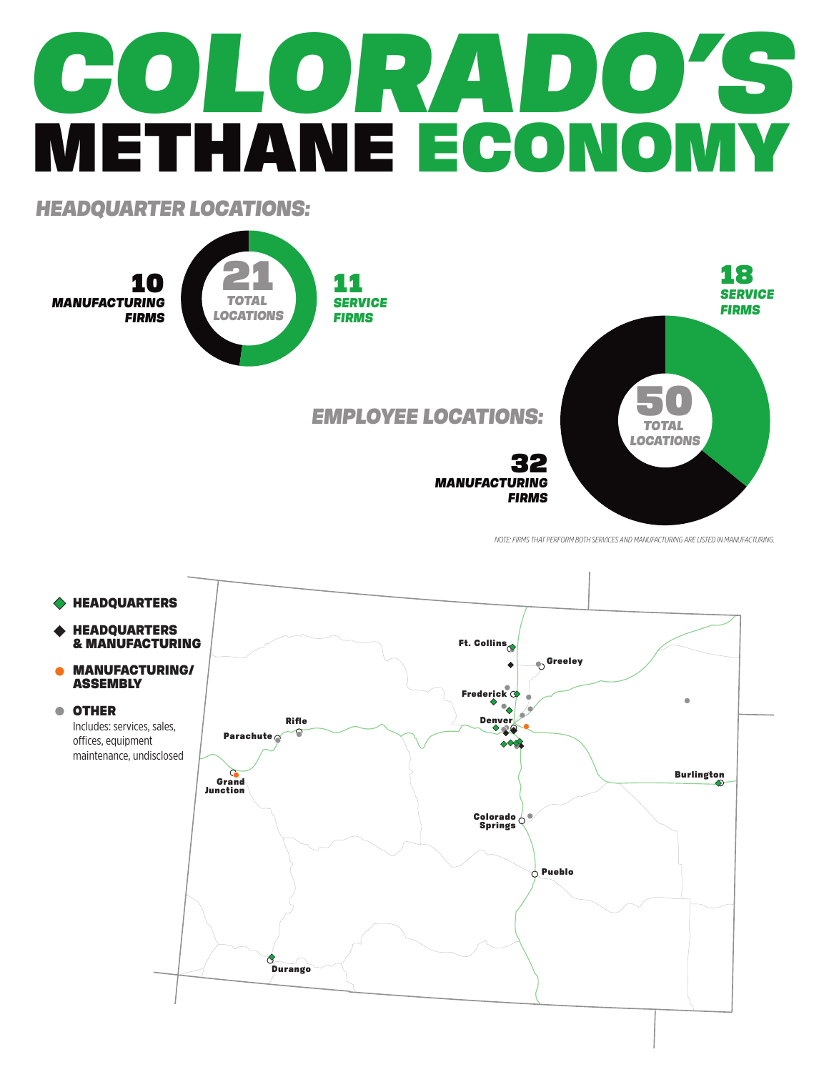# COLORADO'S METHANE ECONOMY

## HEADQUARTER LOCATIONS:

**21** TOTAL LOCATIONS

- **10** MANUFACTURING FIRMS
- **11** SERVICE FIRMS

## EMPLOYEE LOCATIONS:

**50** TOTAL LOCATIONS

- **32** MANUFACTURING FIRMS
- **18** SERVICE FIRMS

*NOTE: FIRMS THAT PERFORM BOTH SERVICES AND MANUFACTURING ARE LISTED IN MANUFACTURING.*

**HEADQUARTERS**

**HEADQUARTERS & MANUFACTURING**

**MANUFACTURING/ ASSEMBLY**

**OTHER**
Includes: services, sales, offices, equipment maintenance, undisclosed

Ft. Collins, Greeley, Frederick, Denver, Rifle, Parachute, Grand Junction, Burlington, Colorado Springs, Pueblo, Durango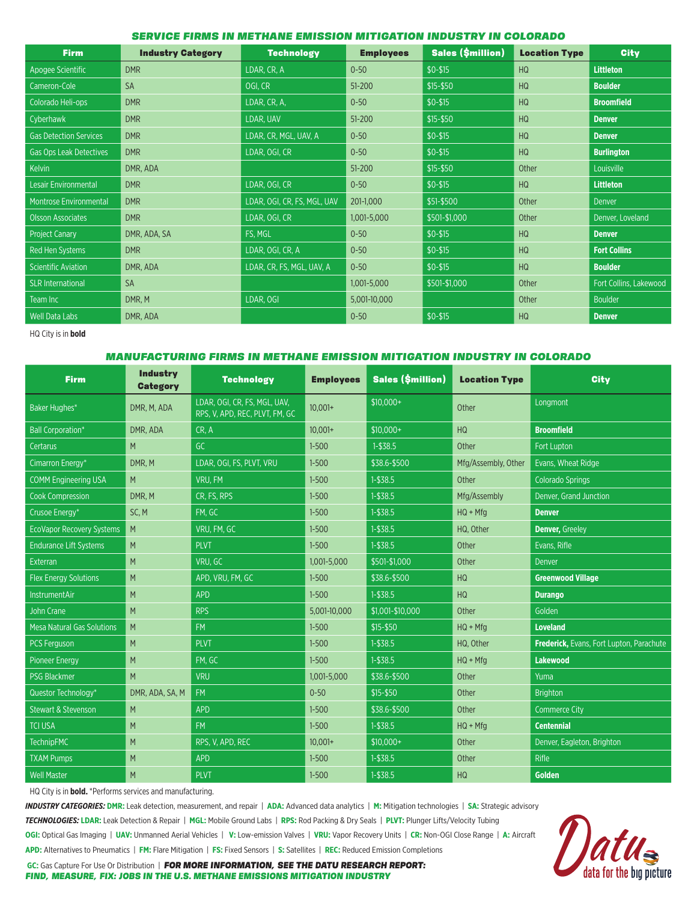## SERVICE FIRMS IN METHANE EMISSION MITIGATION INDUSTRY IN COLORADO

| Firm | Industry Category | Technology | Employees | Sales ($million) | Location Type | City |
|---|---|---|---|---|---|---|
| Apogee Scientific | DMR | LDAR, CR, A | 0-50 | $0-$15 | HQ | **Littleton** |
| Cameron-Cole | SA | OGI, CR | 51-200 | $15-$50 | HQ | **Boulder** |
| Colorado Heli-ops | DMR | LDAR, CR, A, | 0-50 | $0-$15 | HQ | **Broomfield** |
| Cyberhawk | DMR | LDAR, UAV | 51-200 | $15-$50 | HQ | **Denver** |
| Gas Detection Services | DMR | LDAR, CR, MGL, UAV, A | 0-50 | $0-$15 | HQ | **Denver** |
| Gas Ops Leak Detectives | DMR | LDAR, OGI, CR | 0-50 | $0-$15 | HQ | **Burlington** |
| Kelvin | DMR, ADA | | 51-200 | $15-$50 | Other | Louisville |
| Lesair Environmental | DMR | LDAR, OGI, CR | 0-50 | $0-$15 | HQ | **Littleton** |
| Montrose Environmental | DMR | LDAR, OGI, CR, FS, MGL, UAV | 201-1,000 | $51-$500 | Other | Denver |
| Olsson Associates | DMR | LDAR, OGI, CR | 1,001-5,000 | $501-$1,000 | Other | Denver, Loveland |
| Project Canary | DMR, ADA, SA | FS, MGL | 0-50 | $0-$15 | HQ | **Denver** |
| Red Hen Systems | DMR | LDAR, OGI, CR, A | 0-50 | $0-$15 | HQ | **Fort Collins** |
| Scientific Aviation | DMR, ADA | LDAR, CR, FS, MGL, UAV, A | 0-50 | $0-$15 | HQ | **Boulder** |
| SLR International | SA | | 1,001-5,000 | $501-$1,000 | Other | Fort Collins, Lakewood |
| Team Inc | DMR, M | LDAR, OGI | 5,001-10,000 | | Other | Boulder |
| Well Data Labs | DMR, ADA | | 0-50 | $0-$15 | HQ | **Denver** |

HQ City is in **bold**

## MANUFACTURING FIRMS IN METHANE EMISSION MITIGATION INDUSTRY IN COLORADO

| Firm | Industry Category | Technology | Employees | Sales ($million) | Location Type | City |
|---|---|---|---|---|---|---|
| Baker Hughes* | DMR, M, ADA | LDAR, OGI, CR, FS, MGL, UAV, RPS, V, APD, REC, PLVT, FM, GC | 10,001+ | $10,000+ | Other | Longmont |
| Ball Corporation* | DMR, ADA | CR, A | 10,001+ | $10,000+ | HQ | **Broomfield** |
| Certarus | M | GC | 1-500 | 1-$38.5 | Other | Fort Lupton |
| Cimarron Energy* | DMR, M | LDAR, OGI, FS, PLVT, VRU | 1-500 | $38.6-$500 | Mfg/Assembly, Other | Evans, Wheat Ridge |
| COMM Engineering USA | M | VRU, FM | 1-500 | 1-$38.5 | Other | Colorado Springs |
| Cook Compression | DMR, M | CR, FS, RPS | 1-500 | 1-$38.5 | Mfg/Assembly | Denver, Grand Junction |
| Crusoe Energy* | SC, M | FM, GC | 1-500 | 1-$38.5 | HQ + Mfg | **Denver** |
| EcoVapor Recovery Systems | M | VRU, FM, GC | 1-500 | 1-$38.5 | HQ, Other | **Denver,** Greeley |
| Endurance Lift Systems | M | PLVT | 1-500 | 1-$38.5 | Other | Evans, Rifle |
| Exterran | M | VRU, GC | 1,001-5,000 | $501-$1,000 | Other | Denver |
| Flex Energy Solutions | M | APD, VRU, FM, GC | 1-500 | $38.6-$500 | HQ | **Greenwood Village** |
| InstrumentAir | M | APD | 1-500 | 1-$38.5 | HQ | **Durango** |
| John Crane | M | RPS | 5,001-10,000 | $1,001-$10,000 | Other | Golden |
| Mesa Natural Gas Solutions | M | FM | 1-500 | $15-$50 | HQ + Mfg | **Loveland** |
| PCS Ferguson | M | PLVT | 1-500 | 1-$38.5 | HQ, Other | **Frederick,** Evans, Fort Lupton, Parachute |
| Pioneer Energy | M | FM, GC | 1-500 | 1-$38.5 | HQ + Mfg | **Lakewood** |
| PSG Blackmer | M | VRU | 1,001-5,000 | $38.6-$500 | Other | Yuma |
| Questor Technology* | DMR, ADA, SA, M | FM | 0-50 | $15-$50 | Other | Brighton |
| Stewart & Stevenson | M | APD | 1-500 | $38.6-$500 | Other | Commerce City |
| TCI USA | M | FM | 1-500 | 1-$38.5 | HQ + Mfg | **Centennial** |
| TechnipFMC | M | RPS, V, APD, REC | 10,001+ | $10,000+ | Other | Denver, Eagleton, Brighton |
| TXAM Pumps | M | APD | 1-500 | 1-$38.5 | Other | Rifle |
| Well Master | M | PLVT | 1-500 | 1-$38.5 | HQ | **Golden** |

HQ City is in **bold.** *Performs services and manufacturing.

***INDUSTRY CATEGORIES:*** **DMR:** Leak detection, measurement, and repair | **ADA:** Advanced data analytics | **M:** Mitigation technologies | **SA:** Strategic advisory

***TECHNOLOGIES:*** **LDAR:** Leak Detection & Repair | **MGL:** Mobile Ground Labs | **RPS:** Rod Packing & Dry Seals | **PLVT:** Plunger Lifts/Velocity Tubing

**OGI:** Optical Gas Imaging | **UAV:** Unmanned Aerial Vehicles | **V:** Low-emission Valves | **VRU:** Vapor Recovery Units | **CR:** Non-OGI Close Range | **A:** Aircraft

**APD:** Alternatives to Pneumatics | **FM:** Flare Mitigation | **FS:** Fixed Sensors | **S:** Satellites | **REC:** Reduced Emission Completions

**GC:** Gas Capture For Use Or Distribution | ***FOR MORE INFORMATION, SEE THE DATU RESEARCH REPORT: FIND, MEASURE, FIX: JOBS IN THE U.S. METHANE EMISSIONS MITIGATION INDUSTRY***

Datu data for the big picture